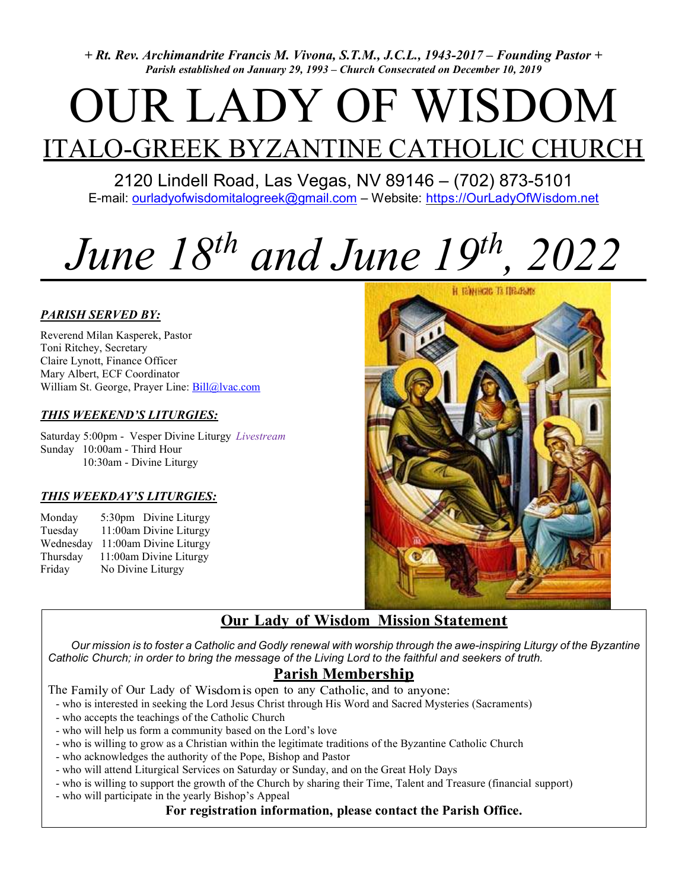*+ Rt. Rev. Archimandrite Francis M. Vivona, S.T.M., J.C.L., 1943-2017 – Founding Pastor +*
*Parish established on January 29, 1993 – Church Consecrated on December 10, 2019*

# OUR LADY OF WISDOM

## ITALO-GREEK BYZANTINE CATHOLIC CHURCH

2120 Lindell Road, Las Vegas, NV 89146 – (702) 873-5101
E-mail: ourladyofwisdomitalogreek@gmail.com – Website: https://OurLadyOfWisdom.net

# *June 18th and June 19th, 2022*

### *PARISH SERVED BY:*

Reverend Milan Kasperek, Pastor
Toni Ritchey, Secretary
Claire Lynott, Finance Officer
Mary Albert, ECF Coordinator
William St. George, Prayer Line: Bill@lvac.com

### *THIS WEEKEND'S LITURGIES:*

Saturday 5:00pm - Vesper Divine Liturgy *Livestream*
Sunday 10:00am - Third Hour
10:30am - Divine Liturgy

### *THIS WEEKDAY'S LITURGIES:*

| | |
|---|---|
| Monday | 5:30pm Divine Liturgy |
| Tuesday | 11:00am Divine Liturgy |
| Wednesday | 11:00am Divine Liturgy |
| Thursday | 11:00am Divine Liturgy |
| Friday | No Divine Liturgy |

## Our Lady of Wisdom Mission Statement

*Our mission is to foster a Catholic and Godly renewal with worship through the awe-inspiring Liturgy of the Byzantine Catholic Church; in order to bring the message of the Living Lord to the faithful and seekers of truth.*

## Parish Membership

The Family of Our Lady of Wisdom is open to any Catholic, and to anyone:

- who is interested in seeking the Lord Jesus Christ through His Word and Sacred Mysteries (Sacraments)
- who accepts the teachings of the Catholic Church
- who will help us form a community based on the Lord's love
- who is willing to grow as a Christian within the legitimate traditions of the Byzantine Catholic Church
- who acknowledges the authority of the Pope, Bishop and Pastor
- who will attend Liturgical Services on Saturday or Sunday, and on the Great Holy Days
- who is willing to support the growth of the Church by sharing their Time, Talent and Treasure (financial support)
- who will participate in the yearly Bishop's Appeal

**For registration information, please contact the Parish Office.**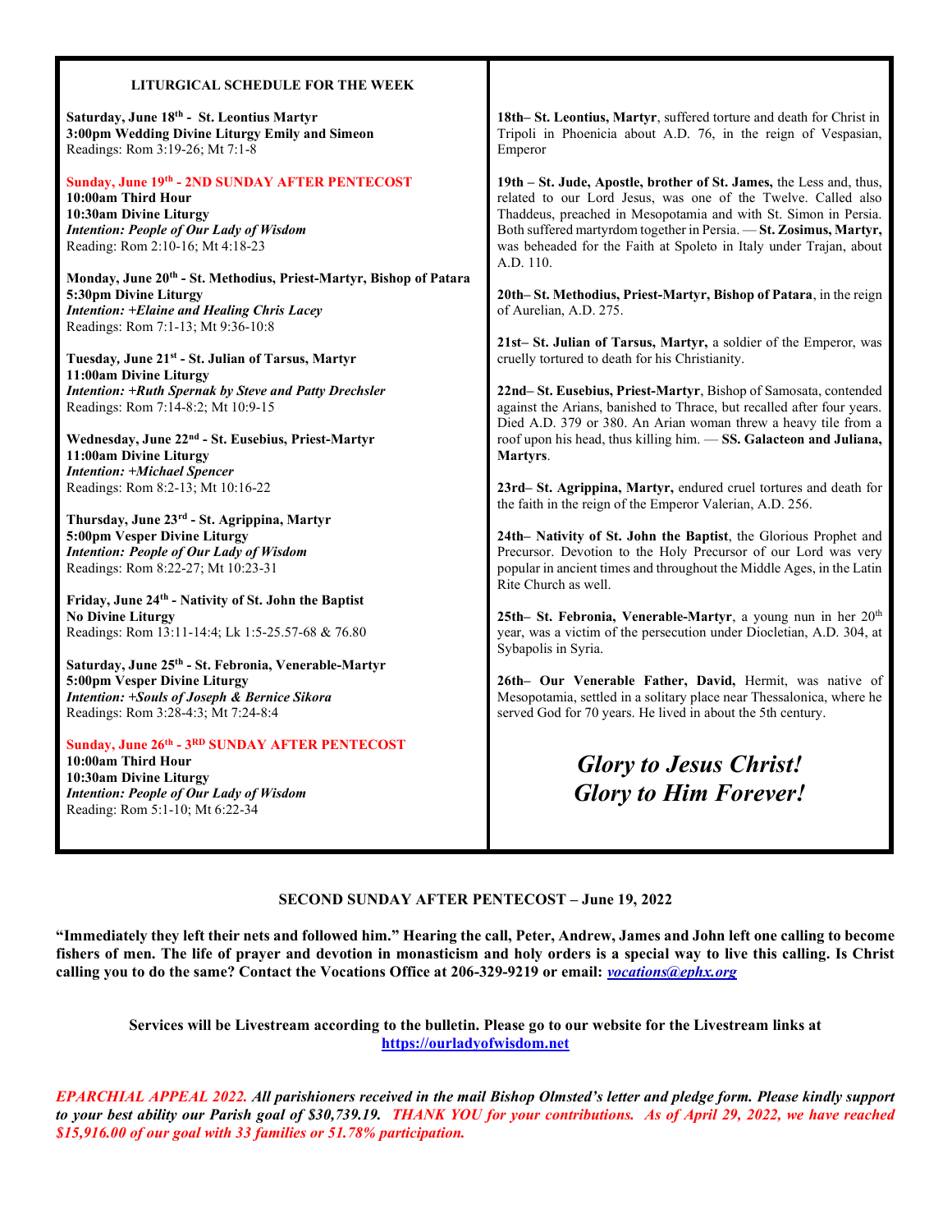**LITURGICAL SCHEDULE FOR THE WEEK**

**Saturday, June 18th - St. Leontius Martyr**
**3:00pm Wedding Divine Liturgy Emily and Simeon**
Readings: Rom 3:19-26; Mt 7:1-8

**Sunday, June 19th - 2ND SUNDAY AFTER PENTECOST**
**10:00am Third Hour**
**10:30am Divine Liturgy**
***Intention: People of Our Lady of Wisdom***
Reading: Rom 2:10-16; Mt 4:18-23

**Monday, June 20th - St. Methodius, Priest-Martyr, Bishop of Patara**
**5:30pm Divine Liturgy**
***Intention: +Elaine and Healing Chris Lacey***
Readings: Rom 7:1-13; Mt 9:36-10:8

**Tuesday, June 21st - St. Julian of Tarsus, Martyr**
**11:00am Divine Liturgy**
***Intention: +Ruth Spernak by Steve and Patty Drechsler***
Readings: Rom 7:14-8:2; Mt 10:9-15

**Wednesday, June 22nd - St. Eusebius, Priest-Martyr**
**11:00am Divine Liturgy**
***Intention: +Michael Spencer***
Readings: Rom 8:2-13; Mt 10:16-22

**Thursday, June 23rd - St. Agrippina, Martyr**
**5:00pm Vesper Divine Liturgy**
***Intention: People of Our Lady of Wisdom***
Readings: Rom 8:22-27; Mt 10:23-31

**Friday, June 24th - Nativity of St. John the Baptist**
**No Divine Liturgy**
Readings: Rom 13:11-14:4; Lk 1:5-25.57-68 & 76.80

**Saturday, June 25th - St. Febronia, Venerable-Martyr**
**5:00pm Vesper Divine Liturgy**
***Intention: +Souls of Joseph & Bernice Sikora***
Readings: Rom 3:28-4:3; Mt 7:24-8:4

**Sunday, June 26th - 3RD SUNDAY AFTER PENTECOST**
**10:00am Third Hour**
**10:30am Divine Liturgy**
***Intention: People of Our Lady of Wisdom***
Reading: Rom 5:1-10; Mt 6:22-34

**18th– St. Leontius, Martyr**, suffered torture and death for Christ in Tripoli in Phoenicia about A.D. 76, in the reign of Vespasian, Emperor

**19th – St. Jude, Apostle, brother of St. James,** the Less and, thus, related to our Lord Jesus, was one of the Twelve. Called also Thaddeus, preached in Mesopotamia and with St. Simon in Persia. Both suffered martyrdom together in Persia. — **St. Zosimus, Martyr,** was beheaded for the Faith at Spoleto in Italy under Trajan, about A.D. 110.

**20th– St. Methodius, Priest-Martyr, Bishop of Patara**, in the reign of Aurelian, A.D. 275.

**21st– St. Julian of Tarsus, Martyr,** a soldier of the Emperor, was cruelly tortured to death for his Christianity.

**22nd– St. Eusebius, Priest-Martyr**, Bishop of Samosata, contended against the Arians, banished to Thrace, but recalled after four years. Died A.D. 379 or 380. An Arian woman threw a heavy tile from a roof upon his head, thus killing him. — **SS. Galacteon and Juliana, Martyrs**.

**23rd– St. Agrippina, Martyr,** endured cruel tortures and death for the faith in the reign of the Emperor Valerian, A.D. 256.

**24th– Nativity of St. John the Baptist**, the Glorious Prophet and Precursor. Devotion to the Holy Precursor of our Lord was very popular in ancient times and throughout the Middle Ages, in the Latin Rite Church as well.

**25th– St. Febronia, Venerable-Martyr**, a young nun in her 20th year, was a victim of the persecution under Diocletian, A.D. 304, at Sybapolis in Syria.

**26th– Our Venerable Father, David,** Hermit, was native of Mesopotamia, settled in a solitary place near Thessalonica, where he served God for 70 years. He lived in about the 5th century.

***Glory to Jesus Christ!***
***Glory to Him Forever!***

**SECOND SUNDAY AFTER PENTECOST – June 19, 2022**

**"Immediately they left their nets and followed him." Hearing the call, Peter, Andrew, James and John left one calling to become fishers of men. The life of prayer and devotion in monasticism and holy orders is a special way to live this calling. Is Christ calling you to do the same? Contact the Vocations Office at 206-329-9219 or email: *vocations@ephx.org***

**Services will be Livestream according to the bulletin. Please go to our website for the Livestream links at https://ourladyofwisdom.net**

***EPARCHIAL APPEAL 2022. All parishioners received in the mail Bishop Olmsted's letter and pledge form. Please kindly support to your best ability our Parish goal of $30,739.19. THANK YOU for your contributions. As of April 29, 2022, we have reached $15,916.00 of our goal with 33 families or 51.78% participation.***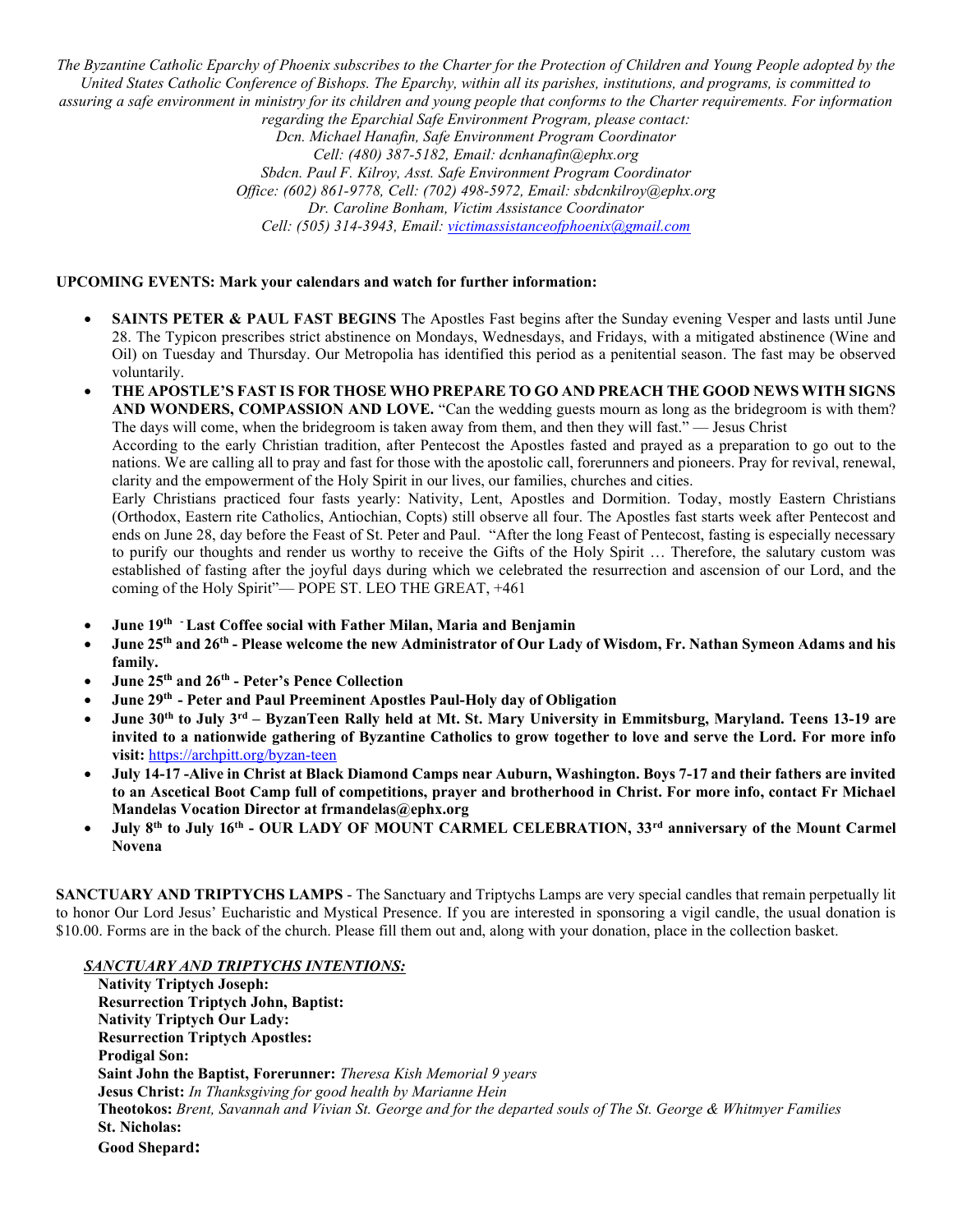*The Byzantine Catholic Eparchy of Phoenix subscribes to the Charter for the Protection of Children and Young People adopted by the United States Catholic Conference of Bishops. The Eparchy, within all its parishes, institutions, and programs, is committed to assuring a safe environment in ministry for its children and young people that conforms to the Charter requirements. For information regarding the Eparchial Safe Environment Program, please contact:*
*Dcn. Michael Hanafin, Safe Environment Program Coordinator*
*Cell: (480) 387-5182, Email: dcnhanafin@ephx.org*
*Sbdcn. Paul F. Kilroy, Asst. Safe Environment Program Coordinator*
*Office: (602) 861-9778, Cell: (702) 498-5972, Email: sbdcnkilroy@ephx.org*
*Dr. Caroline Bonham, Victim Assistance Coordinator*
*Cell: (505) 314-3943, Email: victimassistanceofphoenix@gmail.com*

**UPCOMING EVENTS: Mark your calendars and watch for further information:**

- **SAINTS PETER & PAUL FAST BEGINS** The Apostles Fast begins after the Sunday evening Vesper and lasts until June 28. The Typicon prescribes strict abstinence on Mondays, Wednesdays, and Fridays, with a mitigated abstinence (Wine and Oil) on Tuesday and Thursday. Our Metropolia has identified this period as a penitential season. The fast may be observed voluntarily.
- **THE APOSTLE'S FAST IS FOR THOSE WHO PREPARE TO GO AND PREACH THE GOOD NEWS WITH SIGNS AND WONDERS, COMPASSION AND LOVE.** "Can the wedding guests mourn as long as the bridegroom is with them? The days will come, when the bridegroom is taken away from them, and then they will fast." — Jesus Christ
  According to the early Christian tradition, after Pentecost the Apostles fasted and prayed as a preparation to go out to the nations. We are calling all to pray and fast for those with the apostolic call, forerunners and pioneers. Pray for revival, renewal, clarity and the empowerment of the Holy Spirit in our lives, our families, churches and cities.
  Early Christians practiced four fasts yearly: Nativity, Lent, Apostles and Dormition. Today, mostly Eastern Christians (Orthodox, Eastern rite Catholics, Antiochian, Copts) still observe all four. The Apostles fast starts week after Pentecost and ends on June 28, day before the Feast of St. Peter and Paul. "After the long Feast of Pentecost, fasting is especially necessary to purify our thoughts and render us worthy to receive the Gifts of the Holy Spirit … Therefore, the salutary custom was established of fasting after the joyful days during which we celebrated the resurrection and ascension of our Lord, and the coming of the Holy Spirit"— POPE ST. LEO THE GREAT, +461

- **June 19th - Last Coffee social with Father Milan, Maria and Benjamin**
- **June 25th and 26th - Please welcome the new Administrator of Our Lady of Wisdom, Fr. Nathan Symeon Adams and his family.**
- **June 25th and 26th - Peter's Pence Collection**
- **June 29th - Peter and Paul Preeminent Apostles Paul-Holy day of Obligation**
- **June 30th to July 3rd – ByzanTeen Rally held at Mt. St. Mary University in Emmitsburg, Maryland. Teens 13-19 are invited to a nationwide gathering of Byzantine Catholics to grow together to love and serve the Lord. For more info visit:** https://archpitt.org/byzan-teen
- **July 14-17 -Alive in Christ at Black Diamond Camps near Auburn, Washington. Boys 7-17 and their fathers are invited to an Ascetical Boot Camp full of competitions, prayer and brotherhood in Christ. For more info, contact Fr Michael Mandelas Vocation Director at frmandelas@ephx.org**
- **July 8th to July 16th - OUR LADY OF MOUNT CARMEL CELEBRATION, 33rd anniversary of the Mount Carmel Novena**

**SANCTUARY AND TRIPTYCHS LAMPS** - The Sanctuary and Triptychs Lamps are very special candles that remain perpetually lit to honor Our Lord Jesus' Eucharistic and Mystical Presence. If you are interested in sponsoring a vigil candle, the usual donation is $10.00. Forms are in the back of the church. Please fill them out and, along with your donation, place in the collection basket.

***SANCTUARY AND TRIPTYCHS INTENTIONS:***

**Nativity Triptych Joseph:**
**Resurrection Triptych John, Baptist:**
**Nativity Triptych Our Lady:**
**Resurrection Triptych Apostles:**
**Prodigal Son:**
**Saint John the Baptist, Forerunner:** *Theresa Kish Memorial 9 years*
**Jesus Christ:** *In Thanksgiving for good health by Marianne Hein*
**Theotokos:** *Brent, Savannah and Vivian St. George and for the departed souls of The St. George & Whitmyer Families*
**St. Nicholas:**
**Good Shepard:**